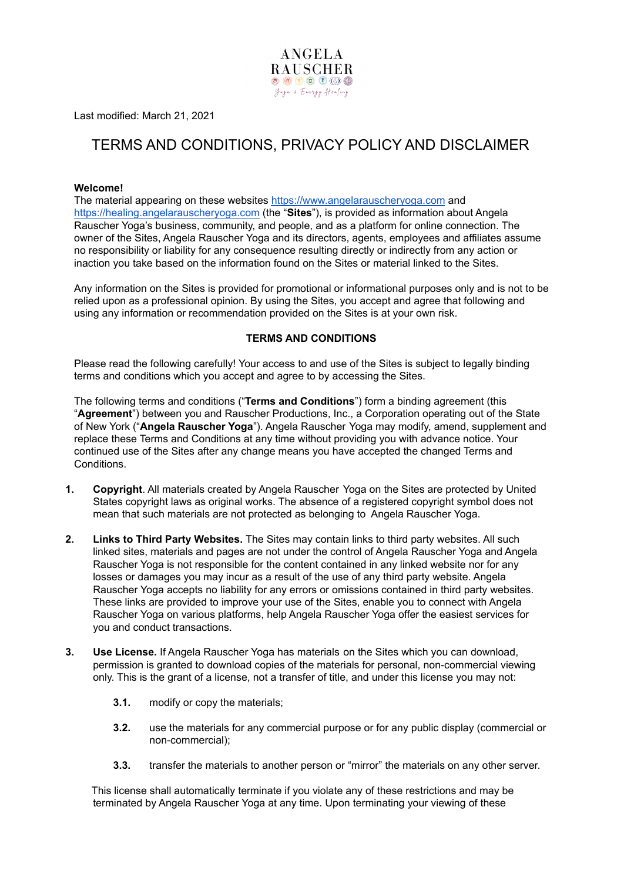ANGELA RAUSCHER

Yoga & Energy Healing

Last modified: March 21, 2021

# TERMS AND CONDITIONS, PRIVACY POLICY AND DISCLAIMER

**Welcome!**

The material appearing on these websites https://www.angelarauscheryoga.com and https://healing.angelarauscheryoga.com (the "**Sites**"), is provided as information about Angela Rauscher Yoga's business, community, and people, and as a platform for online connection. The owner of the Sites, Angela Rauscher Yoga and its directors, agents, employees and affiliates assume no responsibility or liability for any consequence resulting directly or indirectly from any action or inaction you take based on the information found on the Sites or material linked to the Sites.

Any information on the Sites is provided for promotional or informational purposes only and is not to be relied upon as a professional opinion. By using the Sites, you accept and agree that following and using any information or recommendation provided on the Sites is at your own risk.

## TERMS AND CONDITIONS

Please read the following carefully! Your access to and use of the Sites is subject to legally binding terms and conditions which you accept and agree to by accessing the Sites.

The following terms and conditions ("**Terms and Conditions**") form a binding agreement (this "**Agreement**") between you and Rauscher Productions, Inc., a Corporation operating out of the State of New York ("**Angela Rauscher Yoga**"). Angela Rauscher Yoga may modify, amend, supplement and replace these Terms and Conditions at any time without providing you with advance notice. Your continued use of the Sites after any change means you have accepted the changed Terms and Conditions.

1. **Copyright**. All materials created by Angela Rauscher Yoga on the Sites are protected by United States copyright laws as original works. The absence of a registered copyright symbol does not mean that such materials are not protected as belonging to Angela Rauscher Yoga.

2. **Links to Third Party Websites.** The Sites may contain links to third party websites. All such linked sites, materials and pages are not under the control of Angela Rauscher Yoga and Angela Rauscher Yoga is not responsible for the content contained in any linked website nor for any losses or damages you may incur as a result of the use of any third party website. Angela Rauscher Yoga accepts no liability for any errors or omissions contained in third party websites. These links are provided to improve your use of the Sites, enable you to connect with Angela Rauscher Yoga on various platforms, help Angela Rauscher Yoga offer the easiest services for you and conduct transactions.

3. **Use License.** If Angela Rauscher Yoga has materials on the Sites which you can download, permission is granted to download copies of the materials for personal, non-commercial viewing only. This is the grant of a license, not a transfer of title, and under this license you may not:

   **3.1.** modify or copy the materials;

   **3.2.** use the materials for any commercial purpose or for any public display (commercial or non-commercial);

   **3.3.** transfer the materials to another person or "mirror" the materials on any other server.

   This license shall automatically terminate if you violate any of these restrictions and may be terminated by Angela Rauscher Yoga at any time. Upon terminating your viewing of these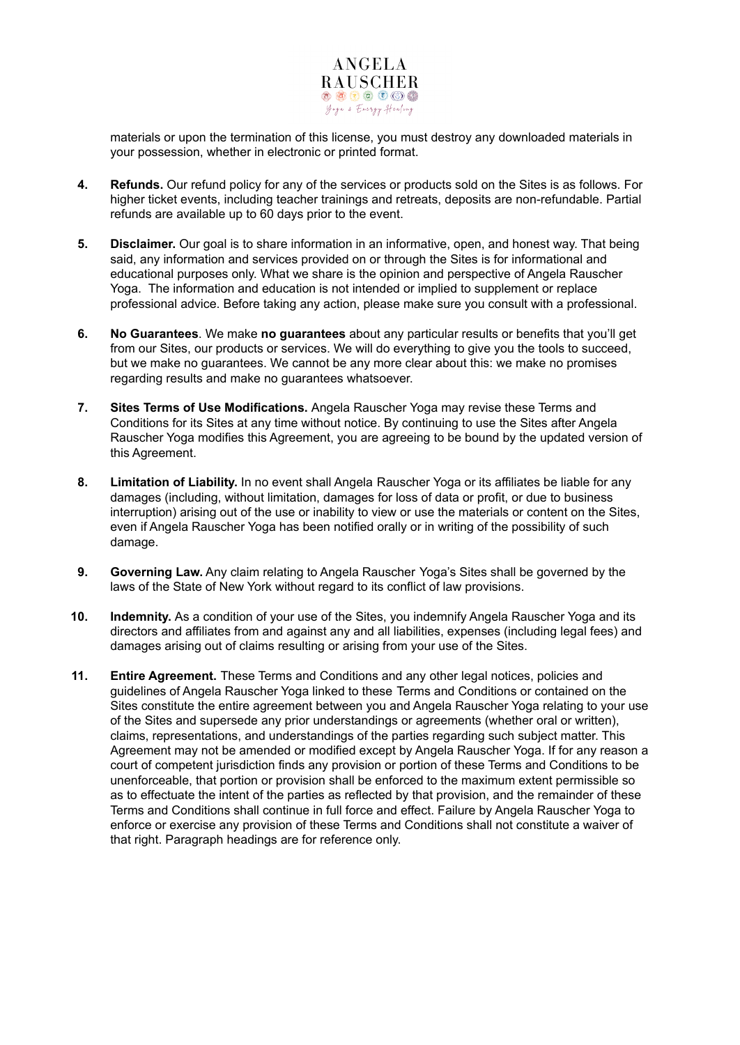materials or upon the termination of this license, you must destroy any downloaded materials in your possession, whether in electronic or printed format.

4. **Refunds.** Our refund policy for any of the services or products sold on the Sites is as follows. For higher ticket events, including teacher trainings and retreats, deposits are non-refundable. Partial refunds are available up to 60 days prior to the event.

5. **Disclaimer.** Our goal is to share information in an informative, open, and honest way. That being said, any information and services provided on or through the Sites is for informational and educational purposes only. What we share is the opinion and perspective of Angela Rauscher Yoga. The information and education is not intended or implied to supplement or replace professional advice. Before taking any action, please make sure you consult with a professional.

6. **No Guarantees**. We make **no guarantees** about any particular results or benefits that you'll get from our Sites, our products or services. We will do everything to give you the tools to succeed, but we make no guarantees. We cannot be any more clear about this: we make no promises regarding results and make no guarantees whatsoever.

7. **Sites Terms of Use Modifications.** Angela Rauscher Yoga may revise these Terms and Conditions for its Sites at any time without notice. By continuing to use the Sites after Angela Rauscher Yoga modifies this Agreement, you are agreeing to be bound by the updated version of this Agreement.

8. **Limitation of Liability.** In no event shall Angela Rauscher Yoga or its affiliates be liable for any damages (including, without limitation, damages for loss of data or profit, or due to business interruption) arising out of the use or inability to view or use the materials or content on the Sites, even if Angela Rauscher Yoga has been notified orally or in writing of the possibility of such damage.

9. **Governing Law.** Any claim relating to Angela Rauscher Yoga's Sites shall be governed by the laws of the State of New York without regard to its conflict of law provisions.

10. **Indemnity.** As a condition of your use of the Sites, you indemnify Angela Rauscher Yoga and its directors and affiliates from and against any and all liabilities, expenses (including legal fees) and damages arising out of claims resulting or arising from your use of the Sites.

11. **Entire Agreement.** These Terms and Conditions and any other legal notices, policies and guidelines of Angela Rauscher Yoga linked to these Terms and Conditions or contained on the Sites constitute the entire agreement between you and Angela Rauscher Yoga relating to your use of the Sites and supersede any prior understandings or agreements (whether oral or written), claims, representations, and understandings of the parties regarding such subject matter. This Agreement may not be amended or modified except by Angela Rauscher Yoga. If for any reason a court of competent jurisdiction finds any provision or portion of these Terms and Conditions to be unenforceable, that portion or provision shall be enforced to the maximum extent permissible so as to effectuate the intent of the parties as reflected by that provision, and the remainder of these Terms and Conditions shall continue in full force and effect. Failure by Angela Rauscher Yoga to enforce or exercise any provision of these Terms and Conditions shall not constitute a waiver of that right. Paragraph headings are for reference only.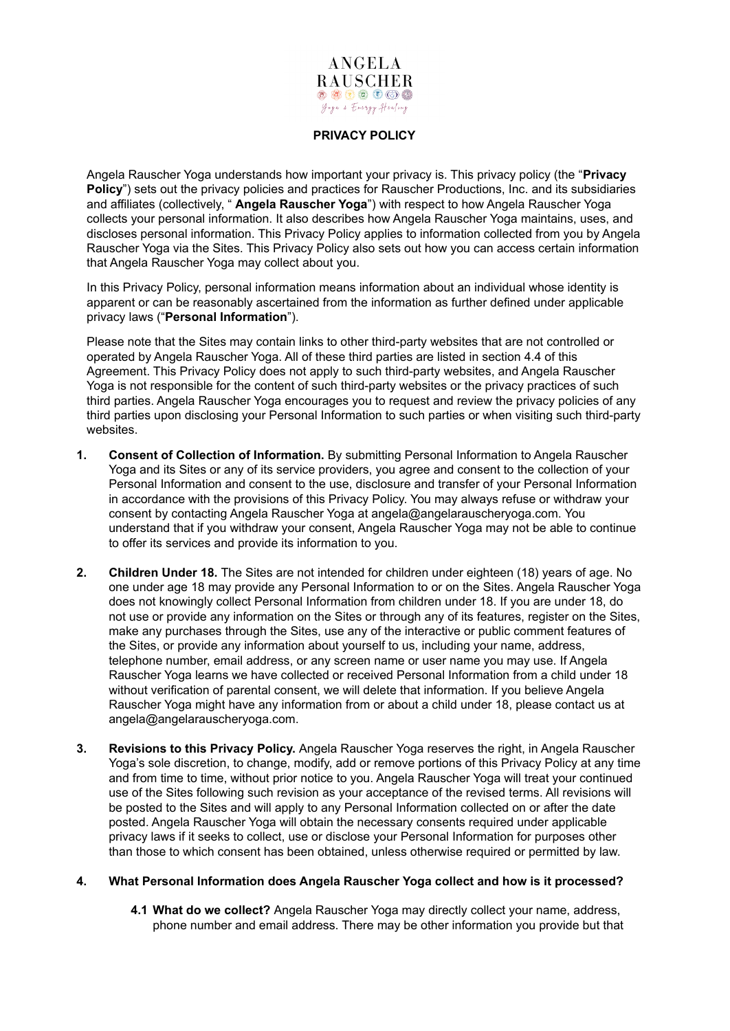# PRIVACY POLICY

Angela Rauscher Yoga understands how important your privacy is. This privacy policy (the "**Privacy Policy**") sets out the privacy policies and practices for Rauscher Productions, Inc. and its subsidiaries and affiliates (collectively, " **Angela Rauscher Yoga**") with respect to how Angela Rauscher Yoga collects your personal information. It also describes how Angela Rauscher Yoga maintains, uses, and discloses personal information. This Privacy Policy applies to information collected from you by Angela Rauscher Yoga via the Sites. This Privacy Policy also sets out how you can access certain information that Angela Rauscher Yoga may collect about you.

In this Privacy Policy, personal information means information about an individual whose identity is apparent or can be reasonably ascertained from the information as further defined under applicable privacy laws ("**Personal Information**").

Please note that the Sites may contain links to other third-party websites that are not controlled or operated by Angela Rauscher Yoga. All of these third parties are listed in section 4.4 of this Agreement. This Privacy Policy does not apply to such third-party websites, and Angela Rauscher Yoga is not responsible for the content of such third-party websites or the privacy practices of such third parties. Angela Rauscher Yoga encourages you to request and review the privacy policies of any third parties upon disclosing your Personal Information to such parties or when visiting such third-party websites.

1. **Consent of Collection of Information.** By submitting Personal Information to Angela Rauscher Yoga and its Sites or any of its service providers, you agree and consent to the collection of your Personal Information and consent to the use, disclosure and transfer of your Personal Information in accordance with the provisions of this Privacy Policy. You may always refuse or withdraw your consent by contacting Angela Rauscher Yoga at angela@angelarauscheryoga.com. You understand that if you withdraw your consent, Angela Rauscher Yoga may not be able to continue to offer its services and provide its information to you.

2. **Children Under 18.** The Sites are not intended for children under eighteen (18) years of age. No one under age 18 may provide any Personal Information to or on the Sites. Angela Rauscher Yoga does not knowingly collect Personal Information from children under 18. If you are under 18, do not use or provide any information on the Sites or through any of its features, register on the Sites, make any purchases through the Sites, use any of the interactive or public comment features of the Sites, or provide any information about yourself to us, including your name, address, telephone number, email address, or any screen name or user name you may use. If Angela Rauscher Yoga learns we have collected or received Personal Information from a child under 18 without verification of parental consent, we will delete that information. If you believe Angela Rauscher Yoga might have any information from or about a child under 18, please contact us at angela@angelarauscheryoga.com.

3. **Revisions to this Privacy Policy.** Angela Rauscher Yoga reserves the right, in Angela Rauscher Yoga's sole discretion, to change, modify, add or remove portions of this Privacy Policy at any time and from time to time, without prior notice to you. Angela Rauscher Yoga will treat your continued use of the Sites following such revision as your acceptance of the revised terms. All revisions will be posted to the Sites and will apply to any Personal Information collected on or after the date posted. Angela Rauscher Yoga will obtain the necessary consents required under applicable privacy laws if it seeks to collect, use or disclose your Personal Information for purposes other than those to which consent has been obtained, unless otherwise required or permitted by law.

4. **What Personal Information does Angela Rauscher Yoga collect and how is it processed?**

   **4.1 What do we collect?** Angela Rauscher Yoga may directly collect your name, address, phone number and email address. There may be other information you provide but that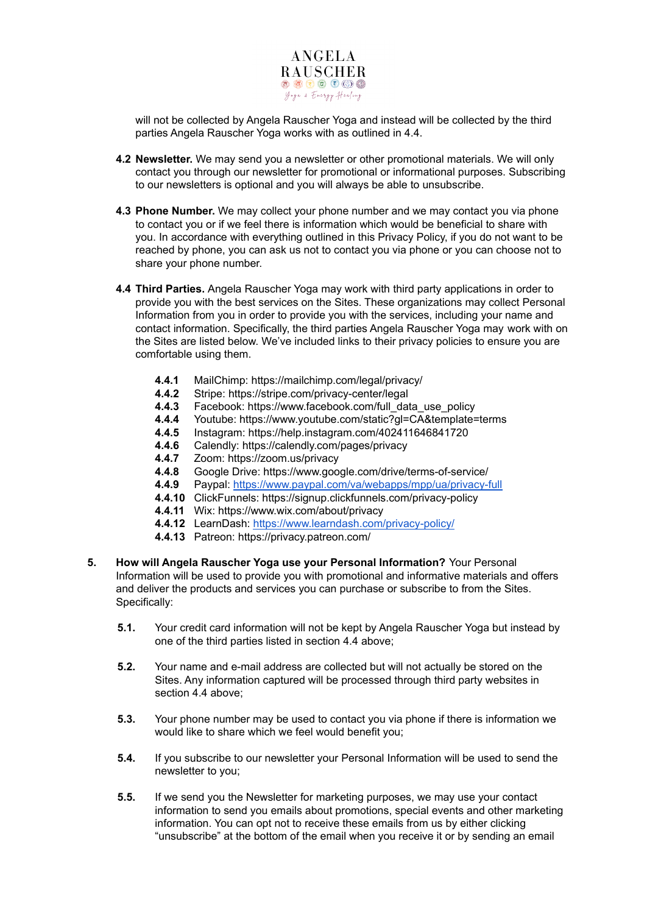will not be collected by Angela Rauscher Yoga and instead will be collected by the third parties Angela Rauscher Yoga works with as outlined in 4.4.

**4.2 Newsletter.** We may send you a newsletter or other promotional materials. We will only contact you through our newsletter for promotional or informational purposes. Subscribing to our newsletters is optional and you will always be able to unsubscribe.

**4.3 Phone Number.** We may collect your phone number and we may contact you via phone to contact you or if we feel there is information which would be beneficial to share with you. In accordance with everything outlined in this Privacy Policy, if you do not want to be reached by phone, you can ask us not to contact you via phone or you can choose not to share your phone number.

**4.4 Third Parties.** Angela Rauscher Yoga may work with third party applications in order to provide you with the best services on the Sites. These organizations may collect Personal Information from you in order to provide you with the services, including your name and contact information. Specifically, the third parties Angela Rauscher Yoga may work with on the Sites are listed below. We've included links to their privacy policies to ensure you are comfortable using them.

- **4.4.1** MailChimp: https://mailchimp.com/legal/privacy/
- **4.4.2** Stripe: https://stripe.com/privacy-center/legal
- **4.4.3** Facebook: https://www.facebook.com/full_data_use_policy
- **4.4.4** Youtube: https://www.youtube.com/static?gl=CA&template=terms
- **4.4.5** Instagram: https://help.instagram.com/402411646841720
- **4.4.6** Calendly: https://calendly.com/pages/privacy
- **4.4.7** Zoom: https://zoom.us/privacy
- **4.4.8** Google Drive: https://www.google.com/drive/terms-of-service/
- **4.4.9** Paypal: https://www.paypal.com/va/webapps/mpp/ua/privacy-full
- **4.4.10** ClickFunnels: https://signup.clickfunnels.com/privacy-policy
- **4.4.11** Wix: https://www.wix.com/about/privacy
- **4.4.12** LearnDash: https://www.learndash.com/privacy-policy/
- **4.4.13** Patreon: https://privacy.patreon.com/

**5. How will Angela Rauscher Yoga use your Personal Information?** Your Personal Information will be used to provide you with promotional and informative materials and offers and deliver the products and services you can purchase or subscribe to from the Sites. Specifically:

**5.1.** Your credit card information will not be kept by Angela Rauscher Yoga but instead by one of the third parties listed in section 4.4 above;

**5.2.** Your name and e-mail address are collected but will not actually be stored on the Sites. Any information captured will be processed through third party websites in section 4.4 above;

**5.3.** Your phone number may be used to contact you via phone if there is information we would like to share which we feel would benefit you;

**5.4.** If you subscribe to our newsletter your Personal Information will be used to send the newsletter to you;

**5.5.** If we send you the Newsletter for marketing purposes, we may use your contact information to send you emails about promotions, special events and other marketing information. You can opt not to receive these emails from us by either clicking "unsubscribe" at the bottom of the email when you receive it or by sending an email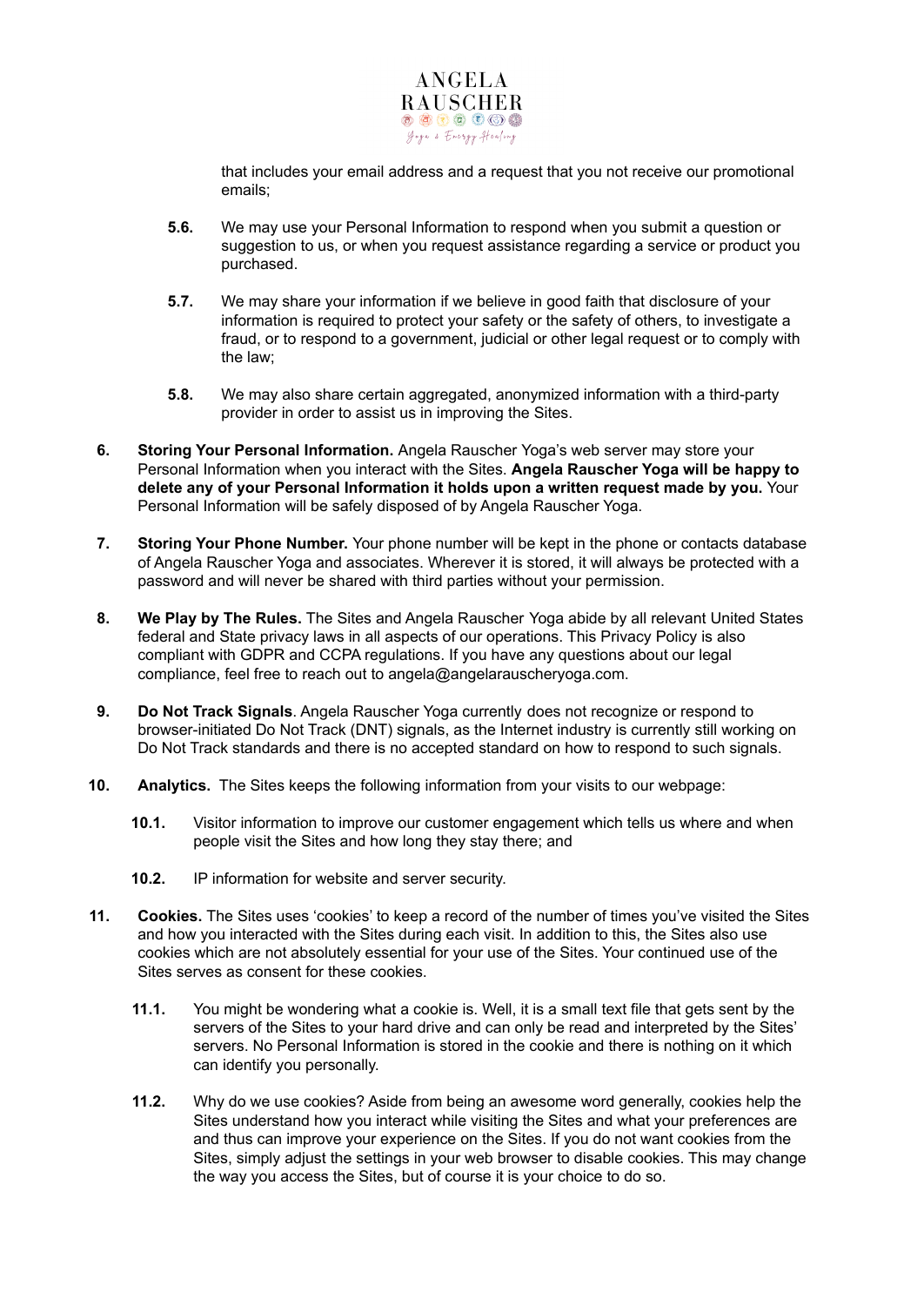that includes your email address and a request that you not receive our promotional emails;

**5.6.** We may use your Personal Information to respond when you submit a question or suggestion to us, or when you request assistance regarding a service or product you purchased.

**5.7.** We may share your information if we believe in good faith that disclosure of your information is required to protect your safety or the safety of others, to investigate a fraud, or to respond to a government, judicial or other legal request or to comply with the law;

**5.8.** We may also share certain aggregated, anonymized information with a third-party provider in order to assist us in improving the Sites.

**6. Storing Your Personal Information.** Angela Rauscher Yoga's web server may store your Personal Information when you interact with the Sites. **Angela Rauscher Yoga will be happy to delete any of your Personal Information it holds upon a written request made by you.** Your Personal Information will be safely disposed of by Angela Rauscher Yoga.

**7. Storing Your Phone Number.** Your phone number will be kept in the phone or contacts database of Angela Rauscher Yoga and associates. Wherever it is stored, it will always be protected with a password and will never be shared with third parties without your permission.

**8. We Play by The Rules.** The Sites and Angela Rauscher Yoga abide by all relevant United States federal and State privacy laws in all aspects of our operations. This Privacy Policy is also compliant with GDPR and CCPA regulations. If you have any questions about our legal compliance, feel free to reach out to angela@angelarauscheryoga.com.

**9. Do Not Track Signals**. Angela Rauscher Yoga currently does not recognize or respond to browser-initiated Do Not Track (DNT) signals, as the Internet industry is currently still working on Do Not Track standards and there is no accepted standard on how to respond to such signals.

**10. Analytics.** The Sites keeps the following information from your visits to our webpage:

**10.1.** Visitor information to improve our customer engagement which tells us where and when people visit the Sites and how long they stay there; and

**10.2.** IP information for website and server security.

**11. Cookies.** The Sites uses 'cookies' to keep a record of the number of times you've visited the Sites and how you interacted with the Sites during each visit. In addition to this, the Sites also use cookies which are not absolutely essential for your use of the Sites. Your continued use of the Sites serves as consent for these cookies.

**11.1.** You might be wondering what a cookie is. Well, it is a small text file that gets sent by the servers of the Sites to your hard drive and can only be read and interpreted by the Sites' servers. No Personal Information is stored in the cookie and there is nothing on it which can identify you personally.

**11.2.** Why do we use cookies? Aside from being an awesome word generally, cookies help the Sites understand how you interact while visiting the Sites and what your preferences are and thus can improve your experience on the Sites. If you do not want cookies from the Sites, simply adjust the settings in your web browser to disable cookies. This may change the way you access the Sites, but of course it is your choice to do so.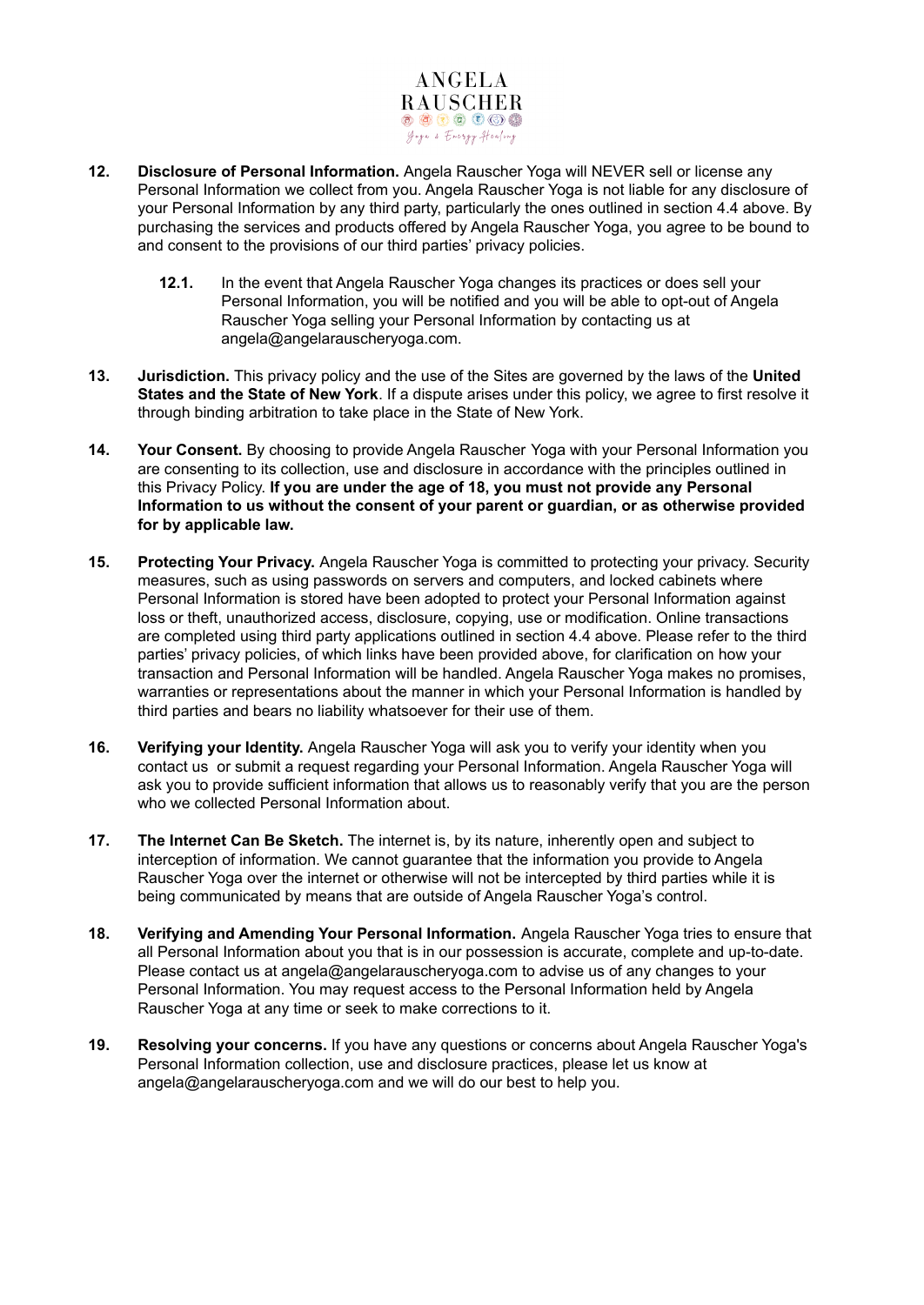**12. Disclosure of Personal Information.** Angela Rauscher Yoga will NEVER sell or license any Personal Information we collect from you. Angela Rauscher Yoga is not liable for any disclosure of your Personal Information by any third party, particularly the ones outlined in section 4.4 above. By purchasing the services and products offered by Angela Rauscher Yoga, you agree to be bound to and consent to the provisions of our third parties' privacy policies.

> **12.1.** In the event that Angela Rauscher Yoga changes its practices or does sell your Personal Information, you will be notified and you will be able to opt-out of Angela Rauscher Yoga selling your Personal Information by contacting us at angela@angelarauscheryoga.com.

**13. Jurisdiction.** This privacy policy and the use of the Sites are governed by the laws of the **United States and the State of New York**. If a dispute arises under this policy, we agree to first resolve it through binding arbitration to take place in the State of New York.

**14. Your Consent.** By choosing to provide Angela Rauscher Yoga with your Personal Information you are consenting to its collection, use and disclosure in accordance with the principles outlined in this Privacy Policy. **If you are under the age of 18, you must not provide any Personal Information to us without the consent of your parent or guardian, or as otherwise provided for by applicable law.**

**15. Protecting Your Privacy.** Angela Rauscher Yoga is committed to protecting your privacy. Security measures, such as using passwords on servers and computers, and locked cabinets where Personal Information is stored have been adopted to protect your Personal Information against loss or theft, unauthorized access, disclosure, copying, use or modification. Online transactions are completed using third party applications outlined in section 4.4 above. Please refer to the third parties' privacy policies, of which links have been provided above, for clarification on how your transaction and Personal Information will be handled. Angela Rauscher Yoga makes no promises, warranties or representations about the manner in which your Personal Information is handled by third parties and bears no liability whatsoever for their use of them.

**16. Verifying your Identity.** Angela Rauscher Yoga will ask you to verify your identity when you contact us or submit a request regarding your Personal Information. Angela Rauscher Yoga will ask you to provide sufficient information that allows us to reasonably verify that you are the person who we collected Personal Information about.

**17. The Internet Can Be Sketch.** The internet is, by its nature, inherently open and subject to interception of information. We cannot guarantee that the information you provide to Angela Rauscher Yoga over the internet or otherwise will not be intercepted by third parties while it is being communicated by means that are outside of Angela Rauscher Yoga's control.

**18. Verifying and Amending Your Personal Information.** Angela Rauscher Yoga tries to ensure that all Personal Information about you that is in our possession is accurate, complete and up-to-date. Please contact us at angela@angelarauscheryoga.com to advise us of any changes to your Personal Information. You may request access to the Personal Information held by Angela Rauscher Yoga at any time or seek to make corrections to it.

**19. Resolving your concerns.** If you have any questions or concerns about Angela Rauscher Yoga's Personal Information collection, use and disclosure practices, please let us know at angela@angelarauscheryoga.com and we will do our best to help you.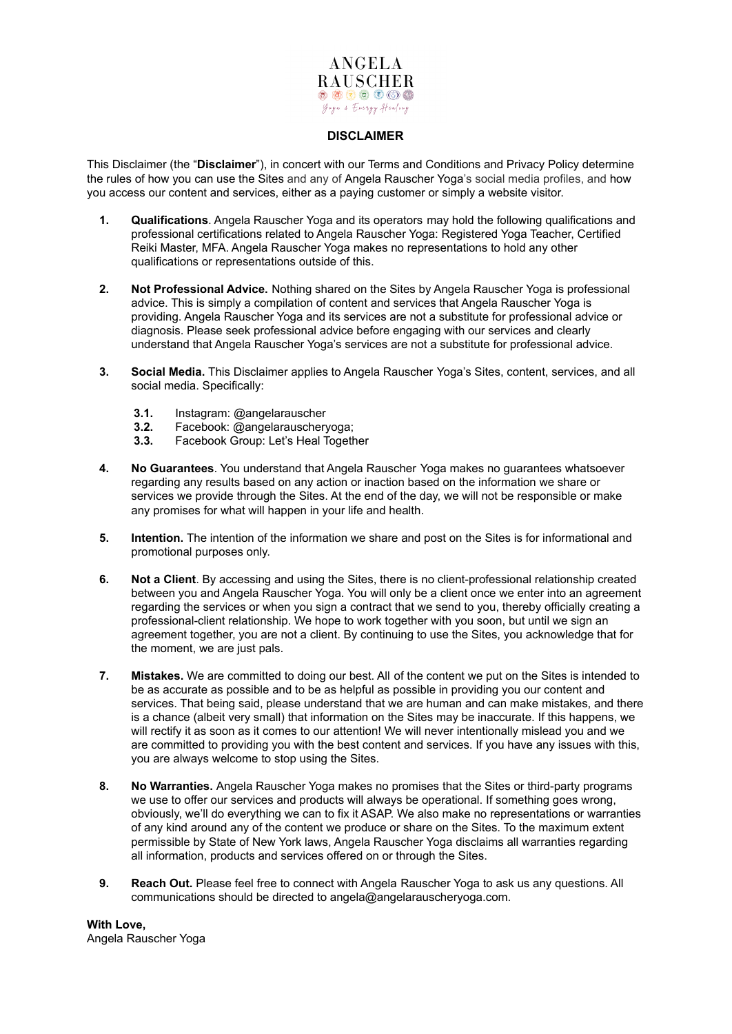ANGELA
RAUSCHER
Yoga & Energy Healing

# DISCLAIMER

This Disclaimer (the "**Disclaimer**"), in concert with our Terms and Conditions and Privacy Policy determine the rules of how you can use the Sites and any of Angela Rauscher Yoga's social media profiles, and how you access our content and services, either as a paying customer or simply a website visitor.

1. **Qualifications**. Angela Rauscher Yoga and its operators may hold the following qualifications and professional certifications related to Angela Rauscher Yoga: Registered Yoga Teacher, Certified Reiki Master, MFA. Angela Rauscher Yoga makes no representations to hold any other qualifications or representations outside of this.

2. **Not Professional Advice.** Nothing shared on the Sites by Angela Rauscher Yoga is professional advice. This is simply a compilation of content and services that Angela Rauscher Yoga is providing. Angela Rauscher Yoga and its services are not a substitute for professional advice or diagnosis. Please seek professional advice before engaging with our services and clearly understand that Angela Rauscher Yoga's services are not a substitute for professional advice.

3. **Social Media.** This Disclaimer applies to Angela Rauscher Yoga's Sites, content, services, and all social media. Specifically:

   **3.1.** Instagram: @angelarauscher
   **3.2.** Facebook: @angelarauscheryoga;
   **3.3.** Facebook Group: Let's Heal Together

4. **No Guarantees**. You understand that Angela Rauscher Yoga makes no guarantees whatsoever regarding any results based on any action or inaction based on the information we share or services we provide through the Sites. At the end of the day, we will not be responsible or make any promises for what will happen in your life and health.

5. **Intention.** The intention of the information we share and post on the Sites is for informational and promotional purposes only.

6. **Not a Client**. By accessing and using the Sites, there is no client-professional relationship created between you and Angela Rauscher Yoga. You will only be a client once we enter into an agreement regarding the services or when you sign a contract that we send to you, thereby officially creating a professional-client relationship. We hope to work together with you soon, but until we sign an agreement together, you are not a client. By continuing to use the Sites, you acknowledge that for the moment, we are just pals.

7. **Mistakes.** We are committed to doing our best. All of the content we put on the Sites is intended to be as accurate as possible and to be as helpful as possible in providing you our content and services. That being said, please understand that we are human and can make mistakes, and there is a chance (albeit very small) that information on the Sites may be inaccurate. If this happens, we will rectify it as soon as it comes to our attention! We will never intentionally mislead you and we are committed to providing you with the best content and services. If you have any issues with this, you are always welcome to stop using the Sites.

8. **No Warranties.** Angela Rauscher Yoga makes no promises that the Sites or third-party programs we use to offer our services and products will always be operational. If something goes wrong, obviously, we'll do everything we can to fix it ASAP. We also make no representations or warranties of any kind around any of the content we produce or share on the Sites. To the maximum extent permissible by State of New York laws, Angela Rauscher Yoga disclaims all warranties regarding all information, products and services offered on or through the Sites.

9. **Reach Out.** Please feel free to connect with Angela Rauscher Yoga to ask us any questions. All communications should be directed to angela@angelarauscheryoga.com.

**With Love,**
Angela Rauscher Yoga